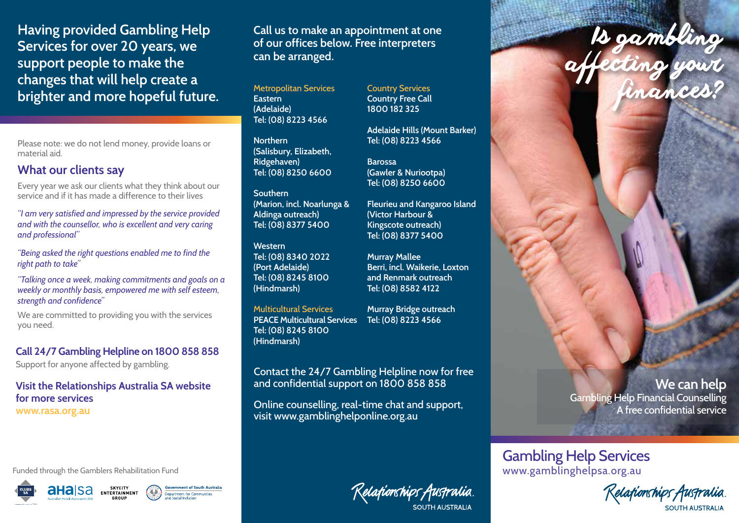## Having provided Gambling Help Services for over 20 years, we support people to make the changes that will help create a brighter and more hopeful future.

Please note: we do not lend money, provide loans or material aid.

## What our clients say

Every year we ask our clients what they think about our service and if it has made a difference to their lives

*"I am very satisfied and impressed by the service provided and with the counsellor, who is excellent and very caring and professional"*

*"Being asked the right questions enabled me to find the right path to take"*

*"Talking once a week, making commitments and goals on a weekly or monthly basis, empowered me with self esteem, strength and confidence"*

We are committed to providing you with the services you need.

### Call 24/7 Gambling Helpline on 1800 858 858

Support for anyone affected by gambling.

### Visit the Relationships Australia SA website for more services

**www.rasa.org.au**

Funded through the Gamblers Rehabilitation Fund

CLUBS SA · AHA|SA Australian Hotels Association (SA) · SKYCITY ENTERTAINMENT GROUP · Government of South Australia Department for Communities and Social Inclusion

## Call us to make an appointment at one of our offices below. Free interpreters can be arranged.

### Metropolitan Services

**Eastern**
(Adelaide)
Tel: (08) 8223 4566

**Northern**
(Salisbury, Elizabeth, Ridgehaven)
Tel: (08) 8250 6600

**Southern**
(Marion, incl. Noarlunga & Aldinga outreach)
Tel: (08) 8377 5400

**Western**
Tel: (08) 8340 2022
(Port Adelaide)
Tel: (08) 8245 8100
(Hindmarsh)

### Multicultural Services

**PEACE Multicultural Services**
Tel: (08) 8245 8100
(Hindmarsh)

### Country Services

**Country Free Call**
1800 182 325

**Adelaide Hills (Mount Barker)**
Tel: (08) 8223 4566

**Barossa**
(Gawler & Nuriootpa)
Tel: (08) 8250 6600

**Fleurieu and Kangaroo Island**
(Victor Harbour & Kingscote outreach)
Tel: (08) 8377 5400

**Murray Mallee**
Berri, incl. Waikerie, Loxton and Renmark outreach
Tel: (08) 8582 4122

**Murray Bridge outreach**
Tel: (08) 8223 4566

Contact the 24/7 Gambling Helpline now for free and confidential support on 1800 858 858

Online counselling, real-time chat and support, visit www.gamblinghelponline.org.au

Relationships Australia. SOUTH AUSTRALIA

# Is gambling affecting your finances?

## We can help

Gambling Help Financial Counselling
A free confidential service

## Gambling Help Services

www.gamblinghelpsa.org.au

Relationships Australia. SOUTH AUSTRALIA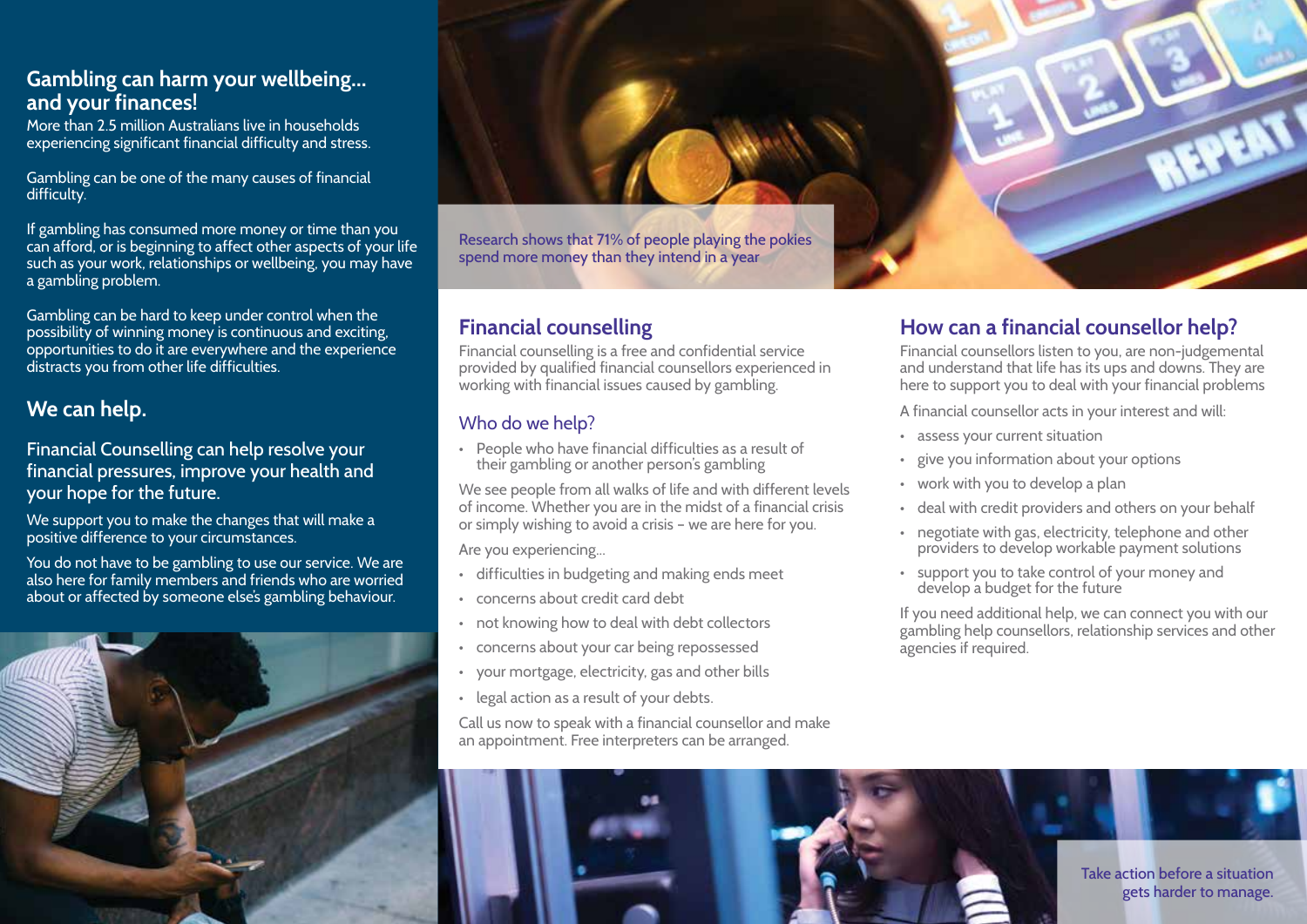## Gambling can harm your wellbeing... and your finances!

More than 2.5 million Australians live in households experiencing significant financial difficulty and stress.

Gambling can be one of the many causes of financial difficulty.

If gambling has consumed more money or time than you can afford, or is beginning to affect other aspects of your life such as your work, relationships or wellbeing, you may have a gambling problem.

Gambling can be hard to keep under control when the possibility of winning money is continuous and exciting, opportunities to do it are everywhere and the experience distracts you from other life difficulties.

## We can help.

Financial Counselling can help resolve your financial pressures, improve your health and your hope for the future.

We support you to make the changes that will make a positive difference to your circumstances.

You do not have to be gambling to use our service. We are also here for family members and friends who are worried about or affected by someone else's gambling behaviour.

Research shows that 71% of people playing the pokies spend more money than they intend in a year

## Financial counselling

Financial counselling is a free and confidential service provided by qualified financial counsellors experienced in working with financial issues caused by gambling.

### Who do we help?

- People who have financial difficulties as a result of their gambling or another person's gambling

We see people from all walks of life and with different levels of income. Whether you are in the midst of a financial crisis or simply wishing to avoid a crisis – we are here for you.

Are you experiencing...

- difficulties in budgeting and making ends meet
- concerns about credit card debt
- not knowing how to deal with debt collectors
- concerns about your car being repossessed
- your mortgage, electricity, gas and other bills
- legal action as a result of your debts.

Call us now to speak with a financial counsellor and make an appointment. Free interpreters can be arranged.

## How can a financial counsellor help?

Financial counsellors listen to you, are non-judgemental and understand that life has its ups and downs. They are here to support you to deal with your financial problems

A financial counsellor acts in your interest and will:

- assess your current situation
- give you information about your options
- work with you to develop a plan
- deal with credit providers and others on your behalf
- negotiate with gas, electricity, telephone and other providers to develop workable payment solutions
- support you to take control of your money and develop a budget for the future

If you need additional help, we can connect you with our gambling help counsellors, relationship services and other agencies if required.

Take action before a situation gets harder to manage.